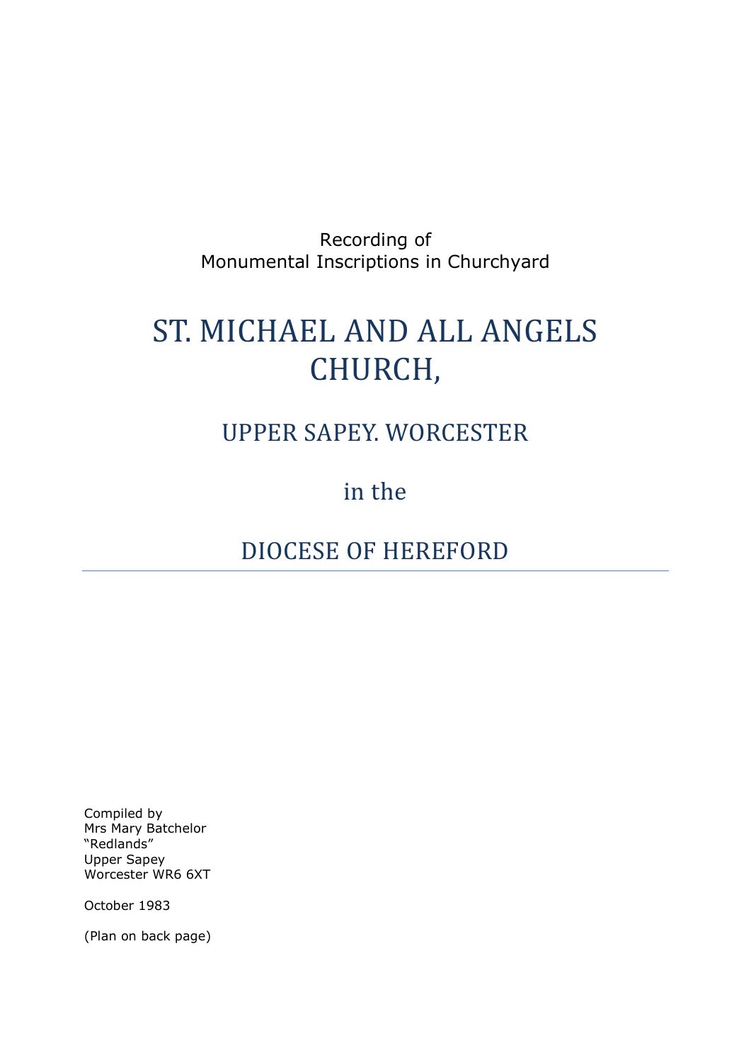Recording of
Monumental Inscriptions in Churchyard

# ST. MICHAEL AND ALL ANGELS CHURCH,

## UPPER SAPEY. WORCESTER

## in the

## DIOCESE OF HEREFORD

---

Compiled by
Mrs Mary Batchelor
"Redlands"
Upper Sapey
Worcester WR6 6XT

October 1983

(Plan on back page)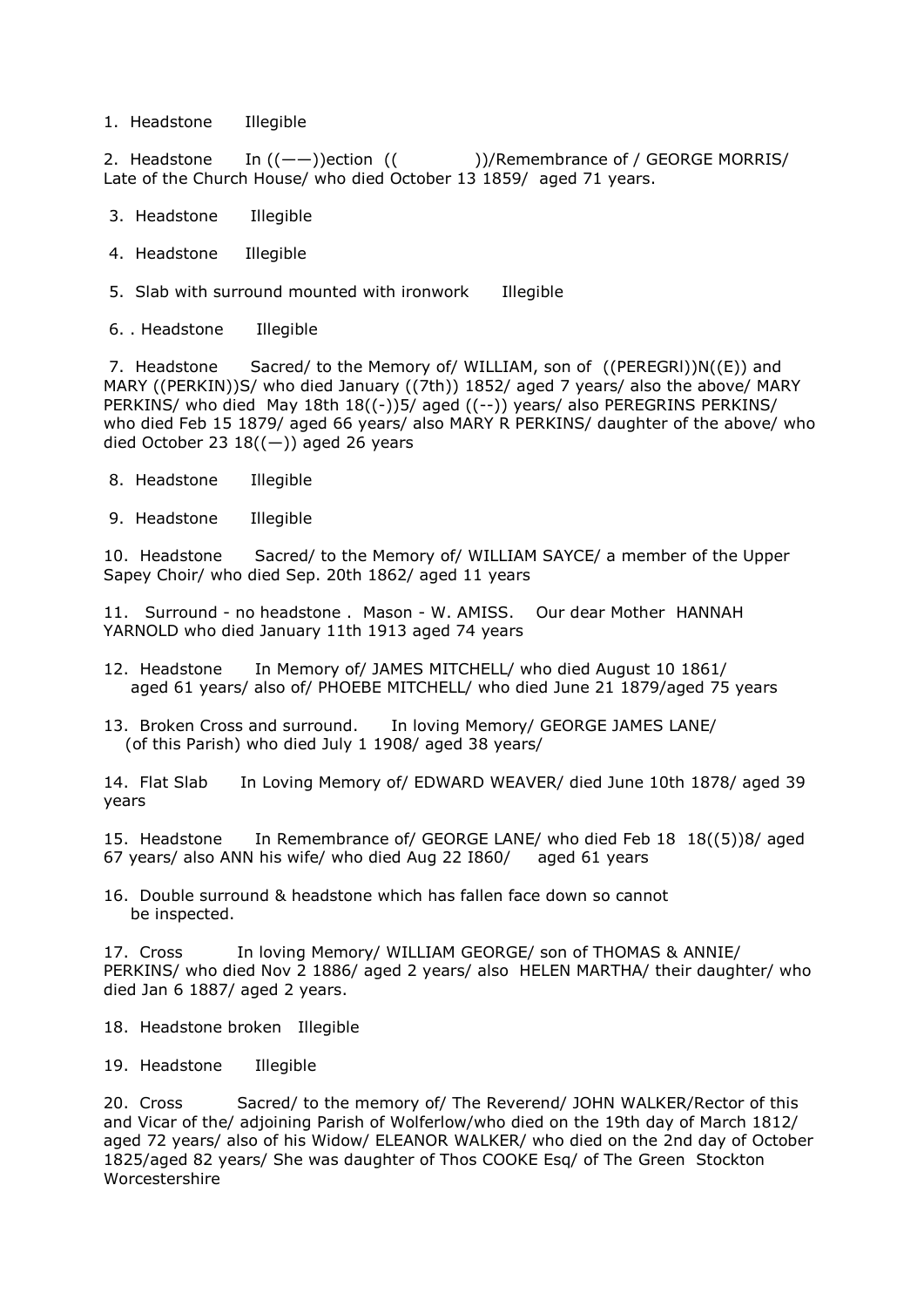1. Headstone  Illegible

2. Headstone  In ((——))ection (( ))/Remembrance of / GEORGE MORRIS/ Late of the Church House/ who died October 13 1859/ aged 71 years.

3. Headstone  Illegible

4. Headstone  Illegible

5. Slab with surround mounted with ironwork  Illegible

6. . Headstone  Illegible

7. Headstone  Sacred/ to the Memory of/ WILLIAM, son of ((PEREGRI))N((E)) and MARY ((PERKIN))S/ who died January ((7th)) 1852/ aged 7 years/ also the above/ MARY PERKINS/ who died May 18th 18((-))5/ aged ((--)) years/ also PEREGRINS PERKINS/ who died Feb 15 1879/ aged 66 years/ also MARY R PERKINS/ daughter of the above/ who died October 23 18((—)) aged 26 years

8. Headstone  Illegible

9. Headstone  Illegible

10. Headstone  Sacred/ to the Memory of/ WILLIAM SAYCE/ a member of the Upper Sapey Choir/ who died Sep. 20th 1862/ aged 11 years

11. Surround - no headstone . Mason - W. AMISS.  Our dear Mother HANNAH YARNOLD who died January 11th 1913 aged 74 years

12. Headstone  In Memory of/ JAMES MITCHELL/ who died August 10 1861/ aged 61 years/ also of/ PHOEBE MITCHELL/ who died June 21 1879/aged 75 years

13. Broken Cross and surround.  In loving Memory/ GEORGE JAMES LANE/ (of this Parish) who died July 1 1908/ aged 38 years/

14. Flat Slab  In Loving Memory of/ EDWARD WEAVER/ died June 10th 1878/ aged 39 years

15. Headstone  In Remembrance of/ GEORGE LANE/ who died Feb 18 18((5))8/ aged 67 years/ also ANN his wife/ who died Aug 22 I860/  aged 61 years

16. Double surround & headstone which has fallen face down so cannot be inspected.

17. Cross  In loving Memory/ WILLIAM GEORGE/ son of THOMAS & ANNIE/ PERKINS/ who died Nov 2 1886/ aged 2 years/ also HELEN MARTHA/ their daughter/ who died Jan 6 1887/ aged 2 years.

18. Headstone broken  Illegible

19. Headstone  Illegible

20. Cross  Sacred/ to the memory of/ The Reverend/ JOHN WALKER/Rector of this and Vicar of the/ adjoining Parish of Wolferlow/who died on the 19th day of March 1812/ aged 72 years/ also of his Widow/ ELEANOR WALKER/ who died on the 2nd day of October 1825/aged 82 years/ She was daughter of Thos COOKE Esq/ of The Green Stockton Worcestershire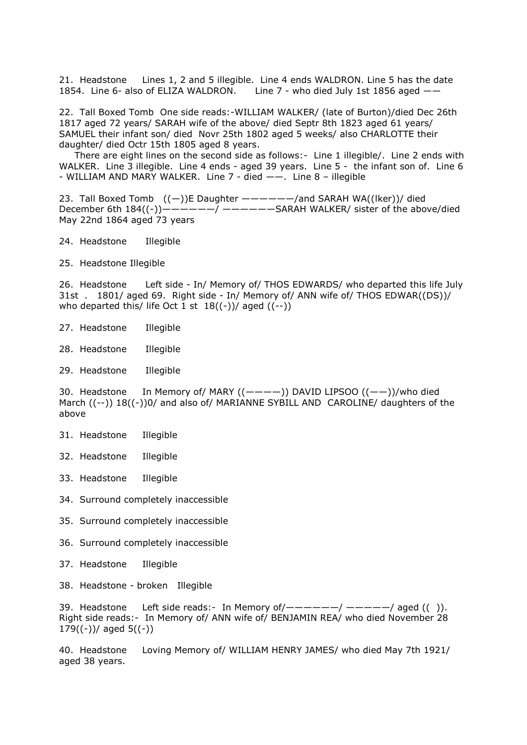21. Headstone     Lines 1, 2 and 5 illegible. Line 4 ends WALDRON. Line 5 has the date 1854. Line 6- also of ELIZA WALDRON.     Line 7 - who died July 1st 1856 aged ——

22. Tall Boxed Tomb  One side reads:-WILLIAM WALKER/ (late of Burton)/died Dec 26th 1817 aged 72 years/ SARAH wife of the above/ died Septr 8th 1823 aged 61 years/ SAMUEL their infant son/ died  Novr 25th 1802 aged 5 weeks/ also CHARLOTTE their daughter/ died Octr 15th 1805 aged 8 years.

There are eight lines on the second side as follows:-  Line 1 illegible/.  Line 2 ends with WALKER.  Line 3 illegible.  Line 4 ends - aged 39 years.  Line 5 -  the infant son of.  Line 6 - WILLIAM AND MARY WALKER.  Line 7 - died ——.  Line 8 – illegible

23. Tall Boxed Tomb   ((—))E Daughter ——————/and SARAH WA((lker))/ died December 6th 184((-))——————/ ——————SARAH WALKER/ sister of the above/died May 22nd 1864 aged 73 years

24. Headstone     Illegible

25. Headstone Illegible

26. Headstone     Left side - In/ Memory of/ THOS EDWARDS/ who departed this life July 31st  .  1801/ aged 69.  Right side - In/ Memory of/ ANN wife of/ THOS EDWAR((DS))/ who departed this/ life Oct 1 st  18((-))/ aged ((--))

27. Headstone     Illegible

28. Headstone     Illegible

29. Headstone     Illegible

30. Headstone     In Memory of/ MARY ((————)) DAVID LIPSOO ((——))/who died March ((--)) 18((-))0/ and also of/ MARIANNE SYBILL AND  CAROLINE/ daughters of the above

31. Headstone     Illegible

32. Headstone     Illegible

33. Headstone     Illegible

34. Surround completely inaccessible

35. Surround completely inaccessible

36. Surround completely inaccessible

37. Headstone     Illegible

38. Headstone - broken   Illegible

39. Headstone     Left side reads:-  In Memory of/——————/ —————/ aged ((  )). Right side reads:-  In Memory of/ ANN wife of/ BENJAMIN REA/ who died November 28 179((-))/ aged 5((-))

40. Headstone     Loving Memory of/ WILLIAM HENRY JAMES/ who died May 7th 1921/ aged 38 years.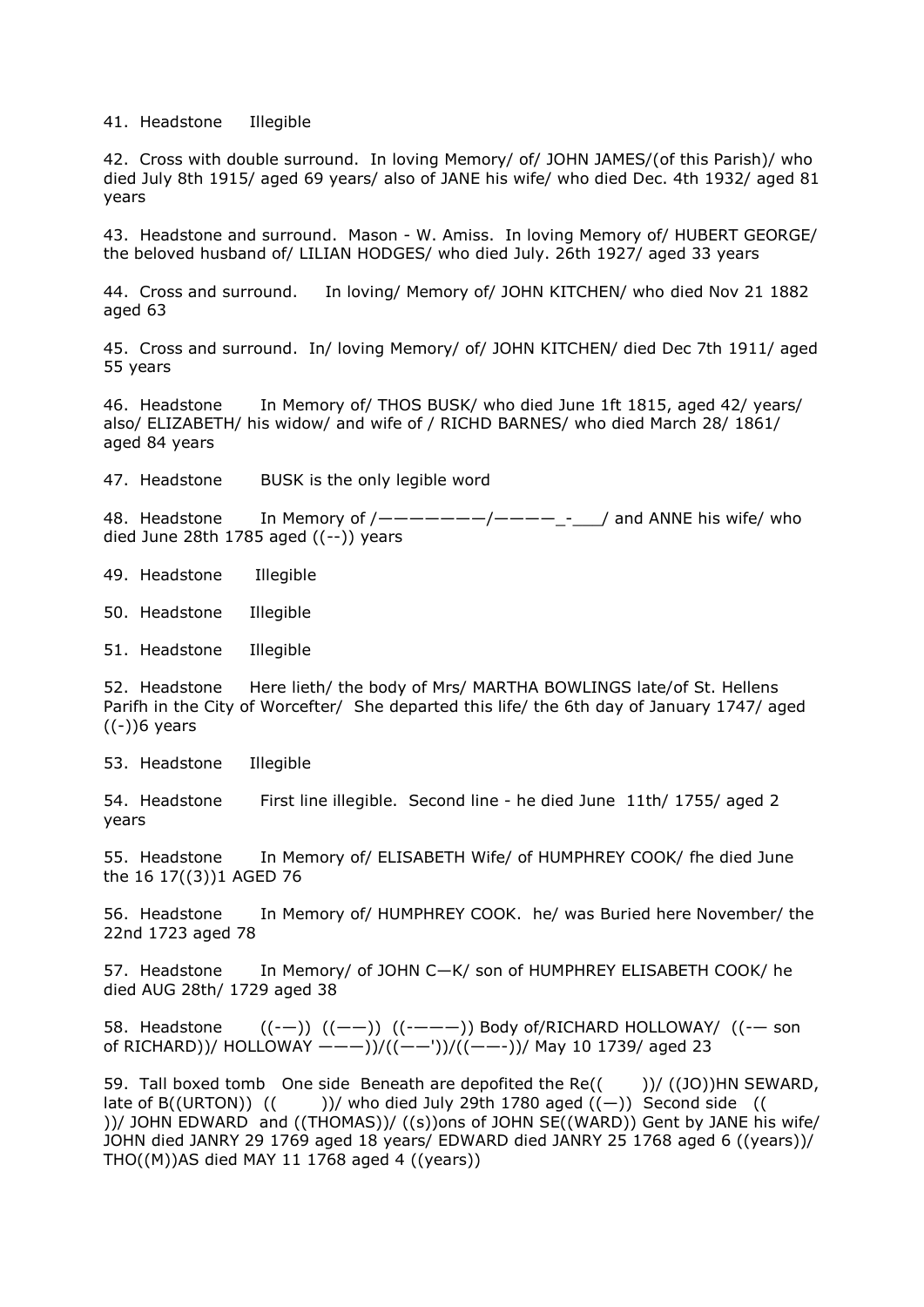41. Headstone Illegible

42. Cross with double surround. In loving Memory/ of/ JOHN JAMES/(of this Parish)/ who died July 8th 1915/ aged 69 years/ also of JANE his wife/ who died Dec. 4th 1932/ aged 81 years

43. Headstone and surround. Mason - W. Amiss. In loving Memory of/ HUBERT GEORGE/ the beloved husband of/ LILIAN HODGES/ who died July. 26th 1927/ aged 33 years

44. Cross and surround. In loving/ Memory of/ JOHN KITCHEN/ who died Nov 21 1882 aged 63

45. Cross and surround. In/ loving Memory/ of/ JOHN KITCHEN/ died Dec 7th 1911/ aged 55 years

46. Headstone In Memory of/ THOS BUSK/ who died June 1ft 1815, aged 42/ years/ also/ ELIZABETH/ his widow/ and wife of / RICHD BARNES/ who died March 28/ 1861/ aged 84 years

47. Headstone BUSK is the only legible word

48. Headstone In Memory of /———————/————_-___/ and ANNE his wife/ who died June 28th 1785 aged ((--)) years

49. Headstone Illegible

50. Headstone Illegible

51. Headstone Illegible

52. Headstone Here lieth/ the body of Mrs/ MARTHA BOWLINGS late/of St. Hellens Parifh in the City of Worcefter/ She departed this life/ the 6th day of January 1747/ aged ((-))6 years

53. Headstone Illegible

54. Headstone First line illegible. Second line - he died June 11th/ 1755/ aged 2 years

55. Headstone In Memory of/ ELISABETH Wife/ of HUMPHREY COOK/ fhe died June the 16 17((3))1 AGED 76

56. Headstone In Memory of/ HUMPHREY COOK. he/ was Buried here November/ the 22nd 1723 aged 78

57. Headstone In Memory/ of JOHN C—K/ son of HUMPHREY ELISABETH COOK/ he died AUG 28th/ 1729 aged 38

58. Headstone ((-—)) ((——)) ((-———)) Body of/RICHARD HOLLOWAY/ ((-— son of RICHARD))/ HOLLOWAY ———))/((——'))/((——-))/ May 10 1739/ aged 23

59. Tall boxed tomb One side Beneath are depofited the Re(( ))/ ((JO))HN SEWARD, late of B((URTON)) (( ))/ who died July 29th 1780 aged ((—)) Second side (( ))/ JOHN EDWARD and ((THOMAS))/ ((s))ons of JOHN SE((WARD)) Gent by JANE his wife/ JOHN died JANRY 29 1769 aged 18 years/ EDWARD died JANRY 25 1768 aged 6 ((years))/ THO((M))AS died MAY 11 1768 aged 4 ((years))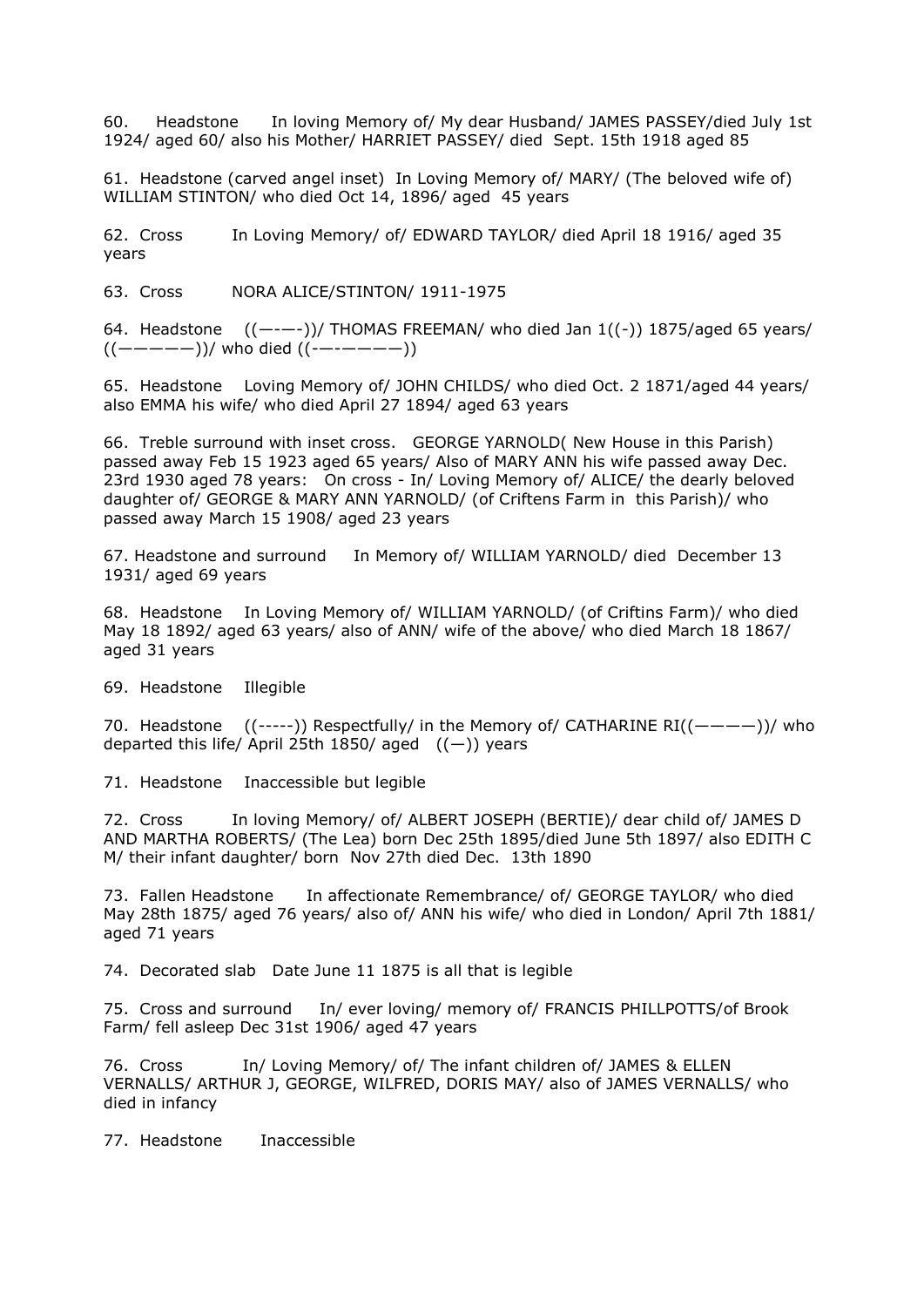60. Headstone In loving Memory of/ My dear Husband/ JAMES PASSEY/died July 1st 1924/ aged 60/ also his Mother/ HARRIET PASSEY/ died Sept. 15th 1918 aged 85

61. Headstone (carved angel inset) In Loving Memory of/ MARY/ (The beloved wife of) WILLIAM STINTON/ who died Oct 14, 1896/ aged 45 years

62. Cross In Loving Memory/ of/ EDWARD TAYLOR/ died April 18 1916/ aged 35 years

63. Cross NORA ALICE/STINTON/ 1911-1975

64. Headstone ((—-—-))/ THOMAS FREEMAN/ who died Jan 1((-)) 1875/aged 65 years/ ((—————))/ who died ((-—-————))

65. Headstone Loving Memory of/ JOHN CHILDS/ who died Oct. 2 1871/aged 44 years/ also EMMA his wife/ who died April 27 1894/ aged 63 years

66. Treble surround with inset cross. GEORGE YARNOLD( New House in this Parish) passed away Feb 15 1923 aged 65 years/ Also of MARY ANN his wife passed away Dec. 23rd 1930 aged 78 years: On cross - In/ Loving Memory of/ ALICE/ the dearly beloved daughter of/ GEORGE & MARY ANN YARNOLD/ (of Criftens Farm in this Parish)/ who passed away March 15 1908/ aged 23 years

67. Headstone and surround In Memory of/ WILLIAM YARNOLD/ died December 13 1931/ aged 69 years

68. Headstone In Loving Memory of/ WILLIAM YARNOLD/ (of Criftins Farm)/ who died May 18 1892/ aged 63 years/ also of ANN/ wife of the above/ who died March 18 1867/ aged 31 years

69. Headstone Illegible

70. Headstone ((-----)) Respectfully/ in the Memory of/ CATHARINE RI((————))/ who departed this life/ April 25th 1850/ aged ((—)) years

71. Headstone Inaccessible but legible

72. Cross In loving Memory/ of/ ALBERT JOSEPH (BERTIE)/ dear child of/ JAMES D AND MARTHA ROBERTS/ (The Lea) born Dec 25th 1895/died June 5th 1897/ also EDITH C M/ their infant daughter/ born Nov 27th died Dec. 13th 1890

73. Fallen Headstone In affectionate Remembrance/ of/ GEORGE TAYLOR/ who died May 28th 1875/ aged 76 years/ also of/ ANN his wife/ who died in London/ April 7th 1881/ aged 71 years

74. Decorated slab Date June 11 1875 is all that is legible

75. Cross and surround In/ ever loving/ memory of/ FRANCIS PHILLPOTTS/of Brook Farm/ fell asleep Dec 31st 1906/ aged 47 years

76. Cross In/ Loving Memory/ of/ The infant children of/ JAMES & ELLEN VERNALLS/ ARTHUR J, GEORGE, WILFRED, DORIS MAY/ also of JAMES VERNALLS/ who died in infancy

77. Headstone Inaccessible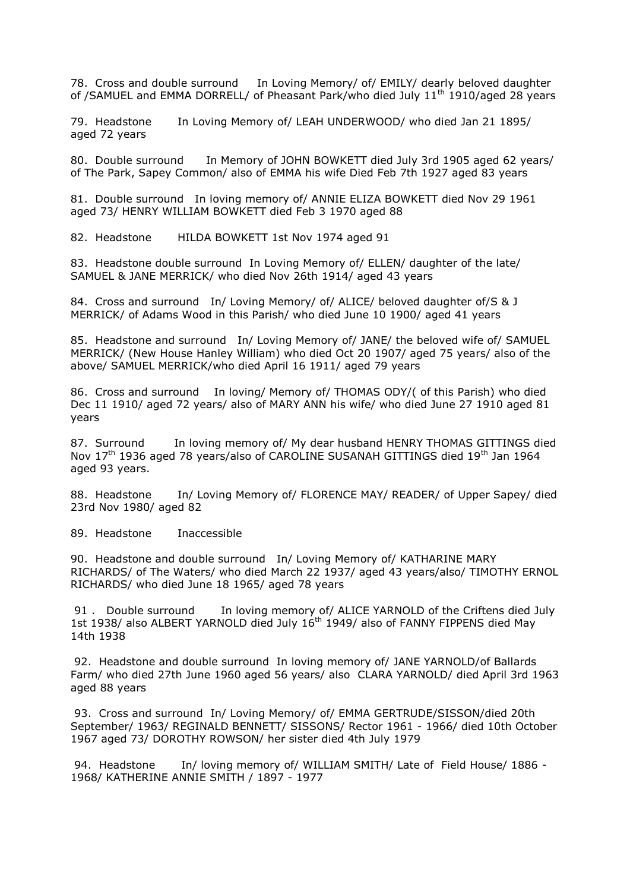78. Cross and double surround In Loving Memory/ of/ EMILY/ dearly beloved daughter of /SAMUEL and EMMA DORRELL/ of Pheasant Park/who died July 11th 1910/aged 28 years

79. Headstone In Loving Memory of/ LEAH UNDERWOOD/ who died Jan 21 1895/ aged 72 years

80. Double surround In Memory of JOHN BOWKETT died July 3rd 1905 aged 62 years/ of The Park, Sapey Common/ also of EMMA his wife Died Feb 7th 1927 aged 83 years

81. Double surround In loving memory of/ ANNIE ELIZA BOWKETT died Nov 29 1961 aged 73/ HENRY WILLIAM BOWKETT died Feb 3 1970 aged 88

82. Headstone HILDA BOWKETT 1st Nov 1974 aged 91

83. Headstone double surround In Loving Memory of/ ELLEN/ daughter of the late/ SAMUEL & JANE MERRICK/ who died Nov 26th 1914/ aged 43 years

84. Cross and surround In/ Loving Memory/ of/ ALICE/ beloved daughter of/S & J MERRICK/ of Adams Wood in this Parish/ who died June 10 1900/ aged 41 years

85. Headstone and surround In/ Loving Memory of/ JANE/ the beloved wife of/ SAMUEL MERRICK/ (New House Hanley William) who died Oct 20 1907/ aged 75 years/ also of the above/ SAMUEL MERRICK/who died April 16 1911/ aged 79 years

86. Cross and surround In loving/ Memory of/ THOMAS ODY/( of this Parish) who died Dec 11 1910/ aged 72 years/ also of MARY ANN his wife/ who died June 27 1910 aged 81 years

87. Surround In loving memory of/ My dear husband HENRY THOMAS GITTINGS died Nov 17th 1936 aged 78 years/also of CAROLINE SUSANAH GITTINGS died 19th Jan 1964 aged 93 years.

88. Headstone In/ Loving Memory of/ FLORENCE MAY/ READER/ of Upper Sapey/ died 23rd Nov 1980/ aged 82

89. Headstone Inaccessible

90. Headstone and double surround In/ Loving Memory of/ KATHARINE MARY RICHARDS/ of The Waters/ who died March 22 1937/ aged 43 years/also/ TIMOTHY ERNOL RICHARDS/ who died June 18 1965/ aged 78 years

91 . Double surround In loving memory of/ ALICE YARNOLD of the Criftens died July 1st 1938/ also ALBERT YARNOLD died July 16th 1949/ also of FANNY FIPPENS died May 14th 1938

92. Headstone and double surround In loving memory of/ JANE YARNOLD/of Ballards Farm/ who died 27th June 1960 aged 56 years/ also CLARA YARNOLD/ died April 3rd 1963 aged 88 years

93. Cross and surround In/ Loving Memory/ of/ EMMA GERTRUDE/SISSON/died 20th September/ 1963/ REGINALD BENNETT/ SISSONS/ Rector 1961 - 1966/ died 10th October 1967 aged 73/ DOROTHY ROWSON/ her sister died 4th July 1979

94. Headstone In/ loving memory of/ WILLIAM SMITH/ Late of Field House/ 1886 - 1968/ KATHERINE ANNIE SMITH / 1897 - 1977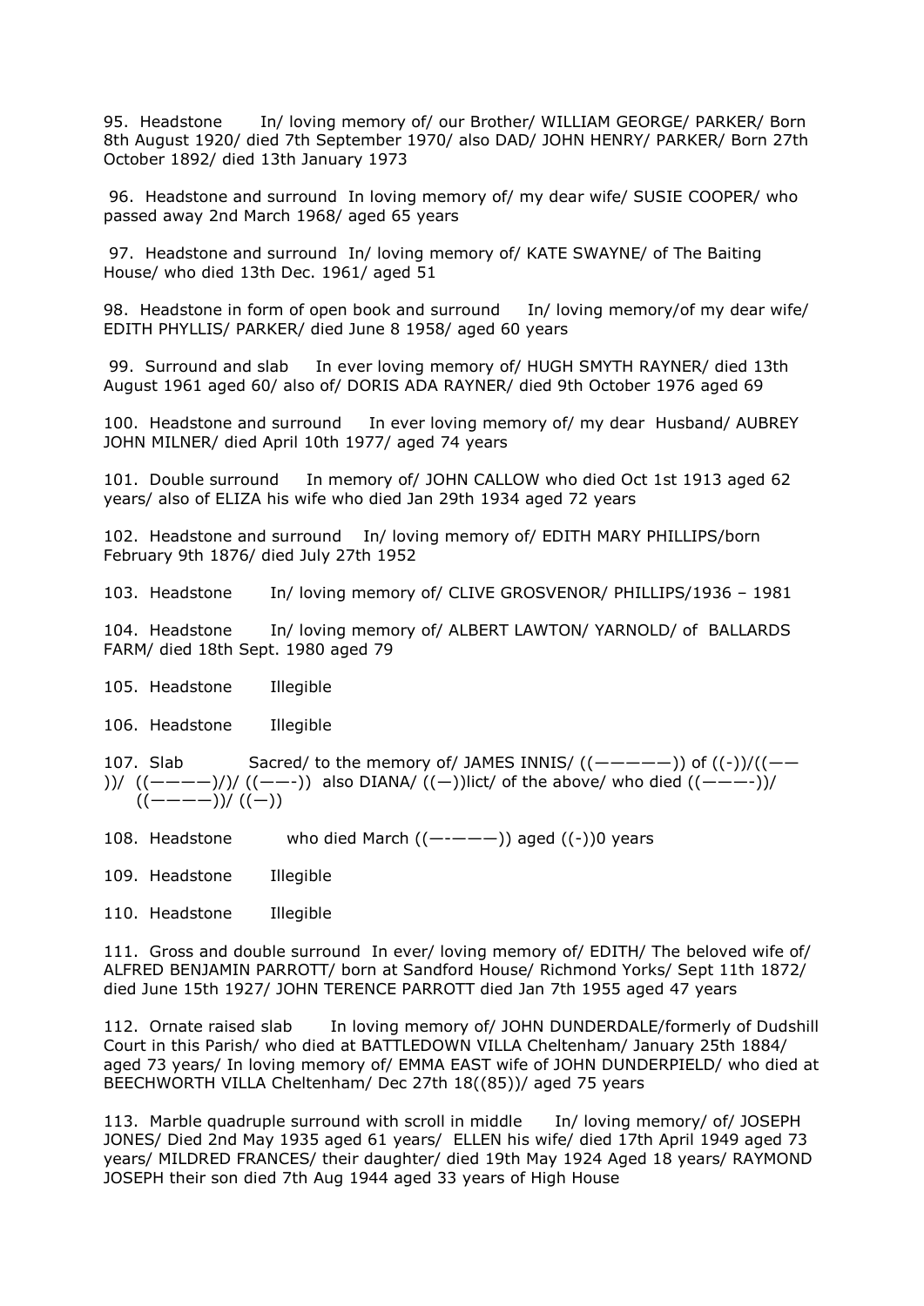95. Headstone In/ loving memory of/ our Brother/ WILLIAM GEORGE/ PARKER/ Born 8th August 1920/ died 7th September 1970/ also DAD/ JOHN HENRY/ PARKER/ Born 27th October 1892/ died 13th January 1973

96. Headstone and surround In loving memory of/ my dear wife/ SUSIE COOPER/ who passed away 2nd March 1968/ aged 65 years

97. Headstone and surround In/ loving memory of/ KATE SWAYNE/ of The Baiting House/ who died 13th Dec. 1961/ aged 51

98. Headstone in form of open book and surround In/ loving memory/of my dear wife/ EDITH PHYLLIS/ PARKER/ died June 8 1958/ aged 60 years

99. Surround and slab In ever loving memory of/ HUGH SMYTH RAYNER/ died 13th August 1961 aged 60/ also of/ DORIS ADA RAYNER/ died 9th October 1976 aged 69

100. Headstone and surround In ever loving memory of/ my dear Husband/ AUBREY JOHN MILNER/ died April 10th 1977/ aged 74 years

101. Double surround In memory of/ JOHN CALLOW who died Oct 1st 1913 aged 62 years/ also of ELIZA his wife who died Jan 29th 1934 aged 72 years

102. Headstone and surround In/ loving memory of/ EDITH MARY PHILLIPS/born February 9th 1876/ died July 27th 1952

103. Headstone In/ loving memory of/ CLIVE GROSVENOR/ PHILLIPS/1936 – 1981

104. Headstone In/ loving memory of/ ALBERT LAWTON/ YARNOLD/ of BALLARDS FARM/ died 18th Sept. 1980 aged 79

105. Headstone Illegible

106. Headstone Illegible

107. Slab Sacred/ to the memory of/ JAMES INNIS/ ((—————)) of ((-))/((—— ))/ ((————)/)/ ((——-)) also DIANA/ ((—))lict/ of the above/ who died ((———-))/ ((————))/ ((—))

108. Headstone who died March ((—-———)) aged ((-))0 years

109. Headstone Illegible

110. Headstone Illegible

111. Gross and double surround In ever/ loving memory of/ EDITH/ The beloved wife of/ ALFRED BENJAMIN PARROTT/ born at Sandford House/ Richmond Yorks/ Sept 11th 1872/ died June 15th 1927/ JOHN TERENCE PARROTT died Jan 7th 1955 aged 47 years

112. Ornate raised slab In loving memory of/ JOHN DUNDERDALE/formerly of Dudshill Court in this Parish/ who died at BATTLEDOWN VILLA Cheltenham/ January 25th 1884/ aged 73 years/ In loving memory of/ EMMA EAST wife of JOHN DUNDERPIELD/ who died at BEECHWORTH VILLA Cheltenham/ Dec 27th 18((85))/ aged 75 years

113. Marble quadruple surround with scroll in middle In/ loving memory/ of/ JOSEPH JONES/ Died 2nd May 1935 aged 61 years/ ELLEN his wife/ died 17th April 1949 aged 73 years/ MILDRED FRANCES/ their daughter/ died 19th May 1924 Aged 18 years/ RAYMOND JOSEPH their son died 7th Aug 1944 aged 33 years of High House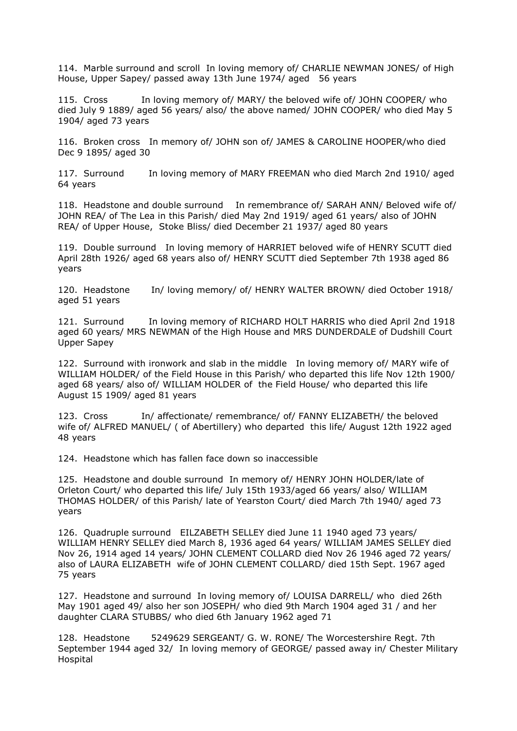114. Marble surround and scroll In loving memory of/ CHARLIE NEWMAN JONES/ of High House, Upper Sapey/ passed away 13th June 1974/ aged 56 years

115. Cross In loving memory of/ MARY/ the beloved wife of/ JOHN COOPER/ who died July 9 1889/ aged 56 years/ also/ the above named/ JOHN COOPER/ who died May 5 1904/ aged 73 years

116. Broken cross In memory of/ JOHN son of/ JAMES & CAROLINE HOOPER/who died Dec 9 1895/ aged 30

117. Surround In loving memory of MARY FREEMAN who died March 2nd 1910/ aged 64 years

118. Headstone and double surround In remembrance of/ SARAH ANN/ Beloved wife of/ JOHN REA/ of The Lea in this Parish/ died May 2nd 1919/ aged 61 years/ also of JOHN REA/ of Upper House, Stoke Bliss/ died December 21 1937/ aged 80 years

119. Double surround In loving memory of HARRIET beloved wife of HENRY SCUTT died April 28th 1926/ aged 68 years also of/ HENRY SCUTT died September 7th 1938 aged 86 years

120. Headstone In/ loving memory/ of/ HENRY WALTER BROWN/ died October 1918/ aged 51 years

121. Surround In loving memory of RICHARD HOLT HARRIS who died April 2nd 1918 aged 60 years/ MRS NEWMAN of the High House and MRS DUNDERDALE of Dudshill Court Upper Sapey

122. Surround with ironwork and slab in the middle In loving memory of/ MARY wife of WILLIAM HOLDER/ of the Field House in this Parish/ who departed this life Nov 12th 1900/ aged 68 years/ also of/ WILLIAM HOLDER of the Field House/ who departed this life August 15 1909/ aged 81 years

123. Cross In/ affectionate/ remembrance/ of/ FANNY ELIZABETH/ the beloved wife of/ ALFRED MANUEL/ ( of Abertillery) who departed this life/ August 12th 1922 aged 48 years

124. Headstone which has fallen face down so inaccessible

125. Headstone and double surround In memory of/ HENRY JOHN HOLDER/late of Orleton Court/ who departed this life/ July 15th 1933/aged 66 years/ also/ WILLIAM THOMAS HOLDER/ of this Parish/ late of Yearston Court/ died March 7th 1940/ aged 73 years

126. Quadruple surround EILZABETH SELLEY died June 11 1940 aged 73 years/ WILLIAM HENRY SELLEY died March 8, 1936 aged 64 years/ WILLIAM JAMES SELLEY died Nov 26, 1914 aged 14 years/ JOHN CLEMENT COLLARD died Nov 26 1946 aged 72 years/ also of LAURA ELIZABETH wife of JOHN CLEMENT COLLARD/ died 15th Sept. 1967 aged 75 years

127. Headstone and surround In loving memory of/ LOUISA DARRELL/ who died 26th May 1901 aged 49/ also her son JOSEPH/ who died 9th March 1904 aged 31 / and her daughter CLARA STUBBS/ who died 6th January 1962 aged 71

128. Headstone 5249629 SERGEANT/ G. W. RONE/ The Worcestershire Regt. 7th September 1944 aged 32/ In loving memory of GEORGE/ passed away in/ Chester Military Hospital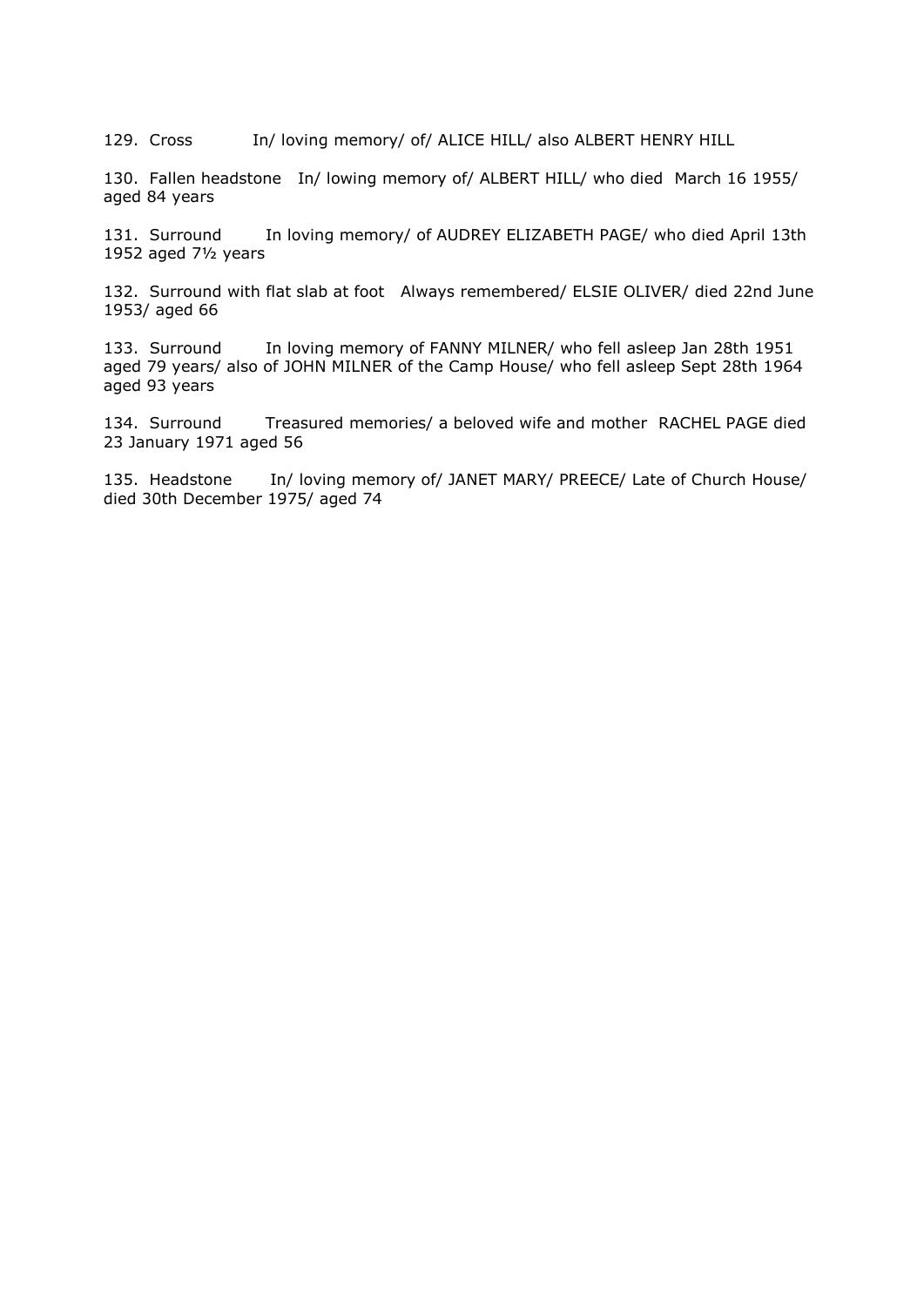129. Cross In/ loving memory/ of/ ALICE HILL/ also ALBERT HENRY HILL

130. Fallen headstone In/ lowing memory of/ ALBERT HILL/ who died March 16 1955/ aged 84 years

131. Surround In loving memory/ of AUDREY ELIZABETH PAGE/ who died April 13th 1952 aged 7½ years

132. Surround with flat slab at foot Always remembered/ ELSIE OLIVER/ died 22nd June 1953/ aged 66

133. Surround In loving memory of FANNY MILNER/ who fell asleep Jan 28th 1951 aged 79 years/ also of JOHN MILNER of the Camp House/ who fell asleep Sept 28th 1964 aged 93 years

134. Surround Treasured memories/ a beloved wife and mother RACHEL PAGE died 23 January 1971 aged 56

135. Headstone In/ loving memory of/ JANET MARY/ PREECE/ Late of Church House/ died 30th December 1975/ aged 74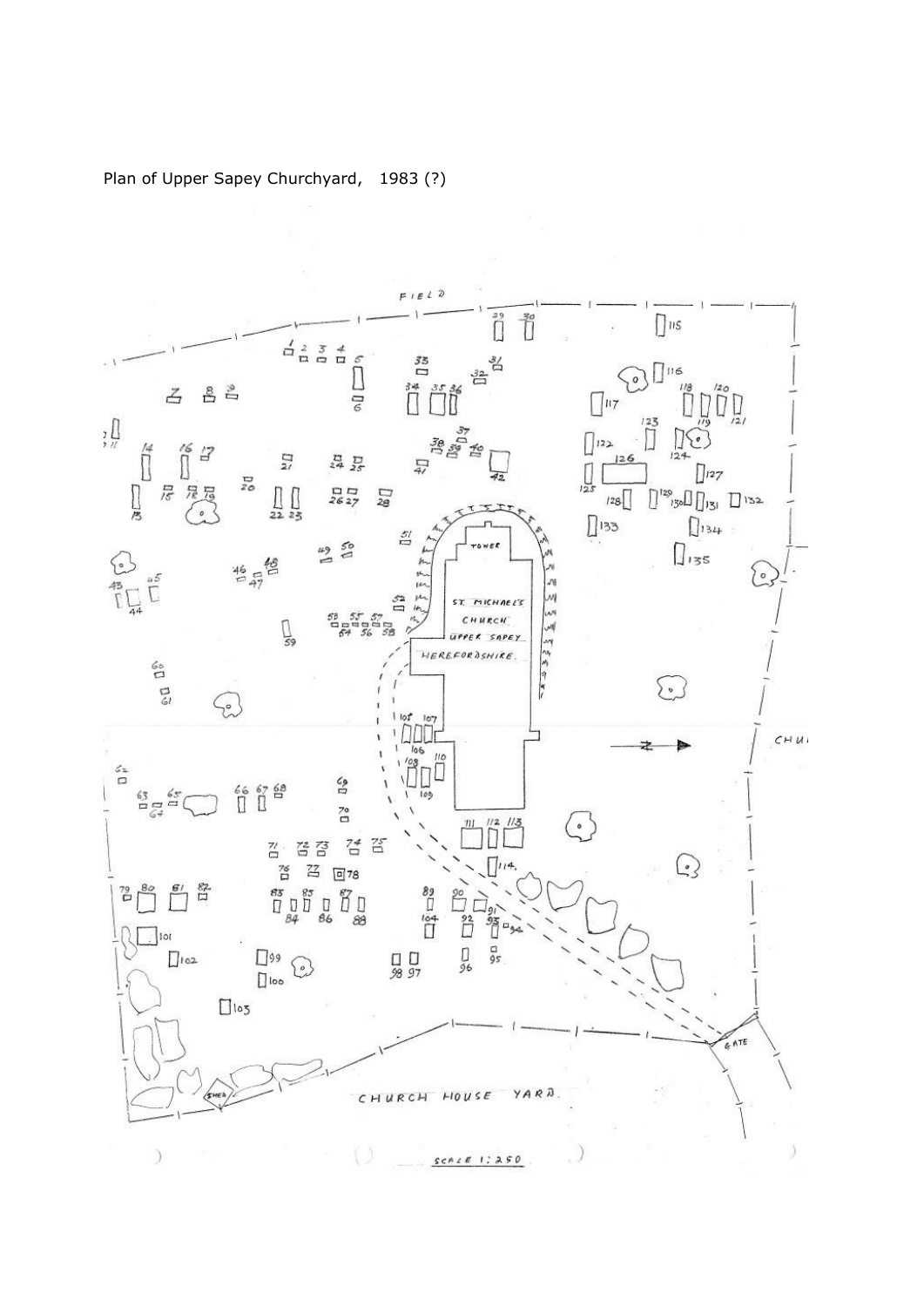Plan of Upper Sapey Churchyard, 1983 (?)

FIELD

ST. MICHAEL'S CHURCH UPPER SAPEY HEREFORDSHIRE.

TOWER

CHURCH HOUSE YARD.

GATE

SHED

SCALE 1:250